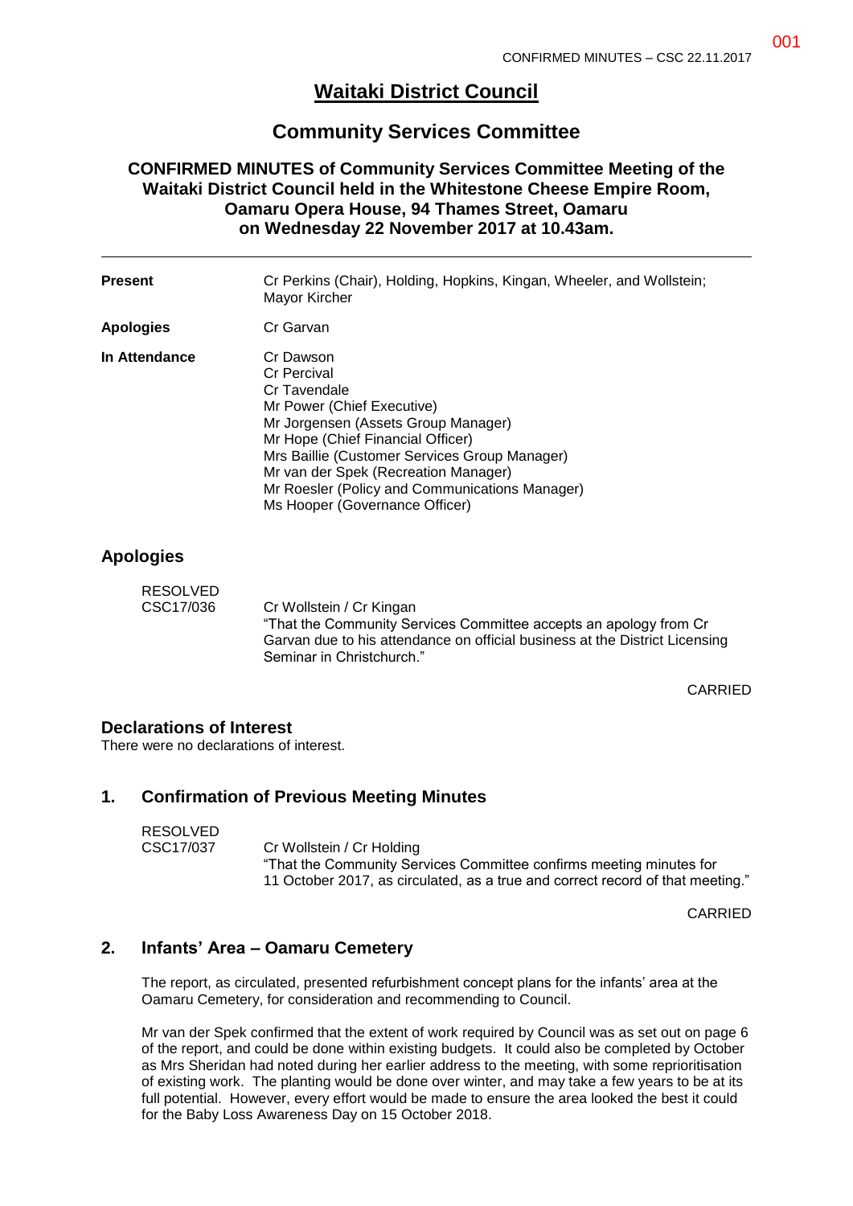# Waitaki District Council

## Community Services Committee

**CONFIRMED MINUTES of Community Services Committee Meeting of the Waitaki District Council held in the Whitestone Cheese Empire Room, Oamaru Opera House, 94 Thames Street, Oamaru on Wednesday 22 November 2017 at 10.43am.**

---

| | |
|---|---|
| **Present** | Cr Perkins (Chair), Holding, Hopkins, Kingan, Wheeler, and Wollstein; Mayor Kircher |
| **Apologies** | Cr Garvan |
| **In Attendance** | Cr Dawson<br>Cr Percival<br>Cr Tavendale<br>Mr Power (Chief Executive)<br>Mr Jorgensen (Assets Group Manager)<br>Mr Hope (Chief Financial Officer)<br>Mrs Baillie (Customer Services Group Manager)<br>Mr van der Spek (Recreation Manager)<br>Mr Roesler (Policy and Communications Manager)<br>Ms Hooper (Governance Officer) |

## Apologies

RESOLVED
CSC17/036 Cr Wollstein / Cr Kingan
"That the Community Services Committee accepts an apology from Cr Garvan due to his attendance on official business at the District Licensing Seminar in Christchurch."

CARRIED

### Declarations of Interest

There were no declarations of interest.

## 1. Confirmation of Previous Meeting Minutes

RESOLVED
CSC17/037 Cr Wollstein / Cr Holding
"That the Community Services Committee confirms meeting minutes for 11 October 2017, as circulated, as a true and correct record of that meeting."

CARRIED

## 2. Infants' Area – Oamaru Cemetery

The report, as circulated, presented refurbishment concept plans for the infants' area at the Oamaru Cemetery, for consideration and recommending to Council.

Mr van der Spek confirmed that the extent of work required by Council was as set out on page 6 of the report, and could be done within existing budgets. It could also be completed by October as Mrs Sheridan had noted during her earlier address to the meeting, with some reprioritisation of existing work. The planting would be done over winter, and may take a few years to be at its full potential. However, every effort would be made to ensure the area looked the best it could for the Baby Loss Awareness Day on 15 October 2018.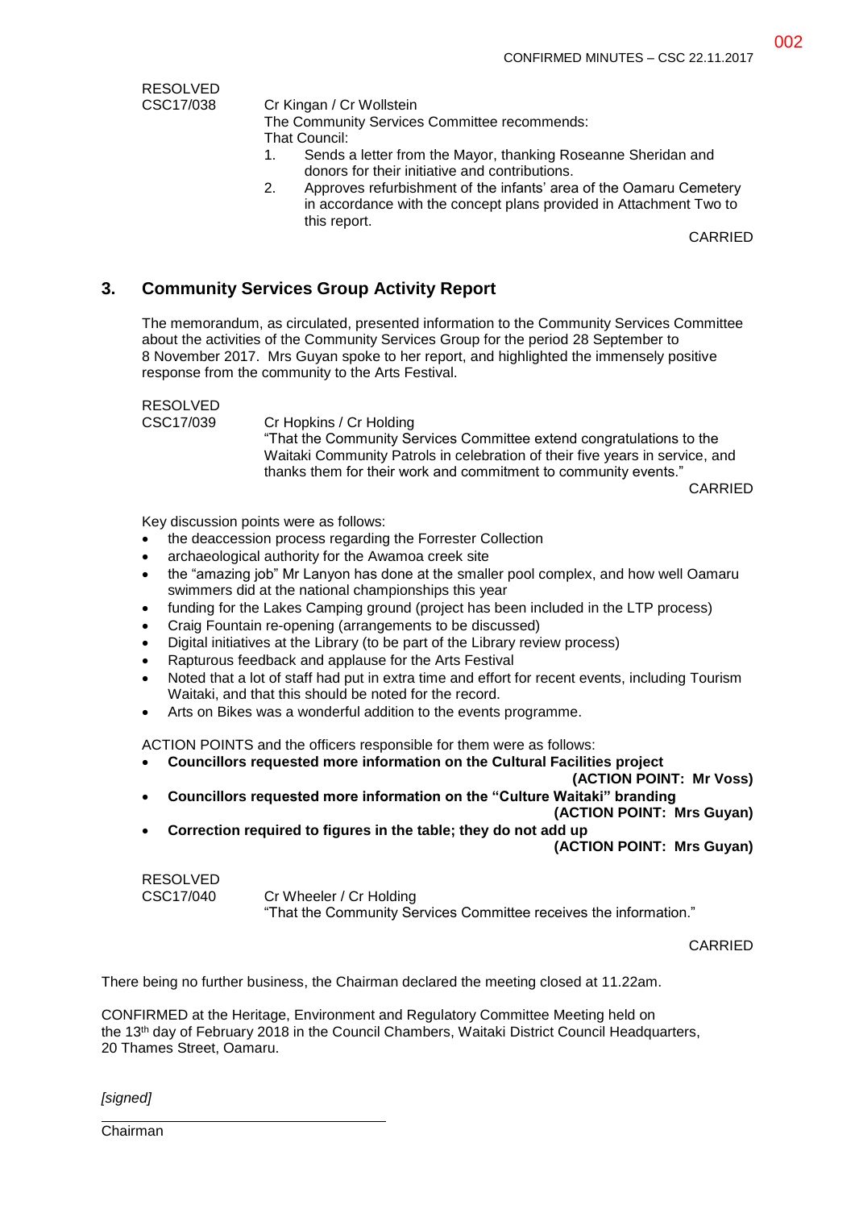RESOLVED
CSC17/038 Cr Kingan / Cr Wollstein
The Community Services Committee recommends:
That Council:

1. Sends a letter from the Mayor, thanking Roseanne Sheridan and donors for their initiative and contributions.
2. Approves refurbishment of the infants' area of the Oamaru Cemetery in accordance with the concept plans provided in Attachment Two to this report.

CARRIED

## 3. Community Services Group Activity Report

The memorandum, as circulated, presented information to the Community Services Committee about the activities of the Community Services Group for the period 28 September to 8 November 2017. Mrs Guyan spoke to her report, and highlighted the immensely positive response from the community to the Arts Festival.

RESOLVED
CSC17/039 Cr Hopkins / Cr Holding
"That the Community Services Committee extend congratulations to the Waitaki Community Patrols in celebration of their five years in service, and thanks them for their work and commitment to community events."

CARRIED

Key discussion points were as follows:

- the deaccession process regarding the Forrester Collection
- archaeological authority for the Awamoa creek site
- the "amazing job" Mr Lanyon has done at the smaller pool complex, and how well Oamaru swimmers did at the national championships this year
- funding for the Lakes Camping ground (project has been included in the LTP process)
- Craig Fountain re-opening (arrangements to be discussed)
- Digital initiatives at the Library (to be part of the Library review process)
- Rapturous feedback and applause for the Arts Festival
- Noted that a lot of staff had put in extra time and effort for recent events, including Tourism Waitaki, and that this should be noted for the record.
- Arts on Bikes was a wonderful addition to the events programme.

ACTION POINTS and the officers responsible for them were as follows:

- **Councillors requested more information on the Cultural Facilities project**
  **(ACTION POINT: Mr Voss)**
- **Councillors requested more information on the "Culture Waitaki" branding**
  **(ACTION POINT: Mrs Guyan)**
- **Correction required to figures in the table; they do not add up**
  **(ACTION POINT: Mrs Guyan)**

RESOLVED
CSC17/040 Cr Wheeler / Cr Holding
"That the Community Services Committee receives the information."

CARRIED

There being no further business, the Chairman declared the meeting closed at 11.22am.

CONFIRMED at the Heritage, Environment and Regulatory Committee Meeting held on the 13th day of February 2018 in the Council Chambers, Waitaki District Council Headquarters, 20 Thames Street, Oamaru.

*[signed]*

Chairman